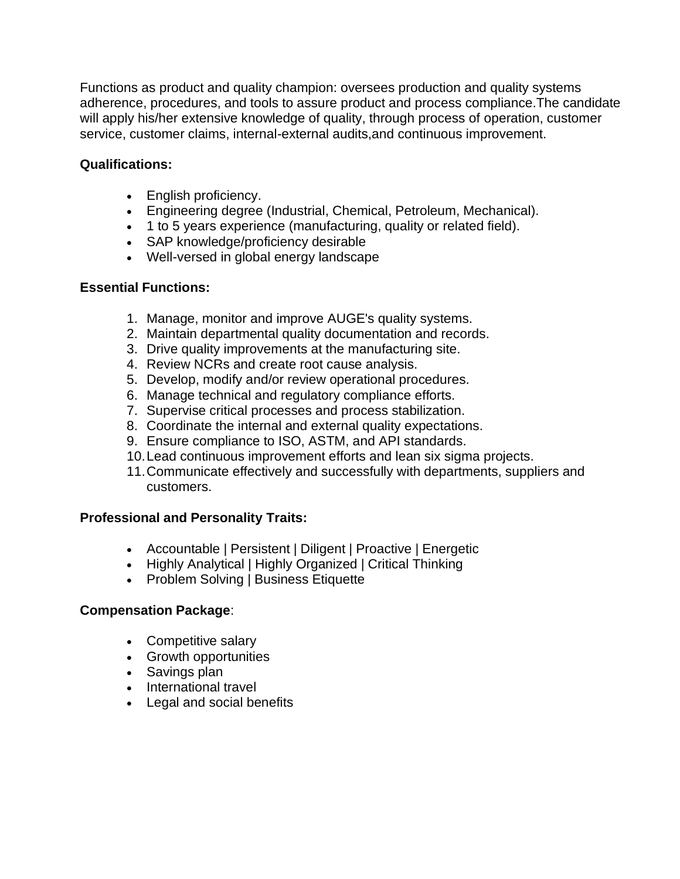Functions as product and quality champion: oversees production and quality systems adherence, procedures, and tools to assure product and process compliance.The candidate will apply his/her extensive knowledge of quality, through process of operation, customer service, customer claims, internal-external audits,and continuous improvement.

**Qualifications:**

- English proficiency.
- Engineering degree (Industrial, Chemical, Petroleum, Mechanical).
- 1 to 5 years experience (manufacturing, quality or related field).
- SAP knowledge/proficiency desirable
- Well-versed in global energy landscape

**Essential Functions:**

1. Manage, monitor and improve AUGE's quality systems.
2. Maintain departmental quality documentation and records.
3. Drive quality improvements at the manufacturing site.
4. Review NCRs and create root cause analysis.
5. Develop, modify and/or review operational procedures.
6. Manage technical and regulatory compliance efforts.
7. Supervise critical processes and process stabilization.
8. Coordinate the internal and external quality expectations.
9. Ensure compliance to ISO, ASTM, and API standards.
10. Lead continuous improvement efforts and lean six sigma projects.
11. Communicate effectively and successfully with departments, suppliers and customers.

**Professional and Personality Traits:**

- Accountable | Persistent | Diligent | Proactive | Energetic
- Highly Analytical | Highly Organized | Critical Thinking
- Problem Solving | Business Etiquette

**Compensation Package**:

- Competitive salary
- Growth opportunities
- Savings plan
- International travel
- Legal and social benefits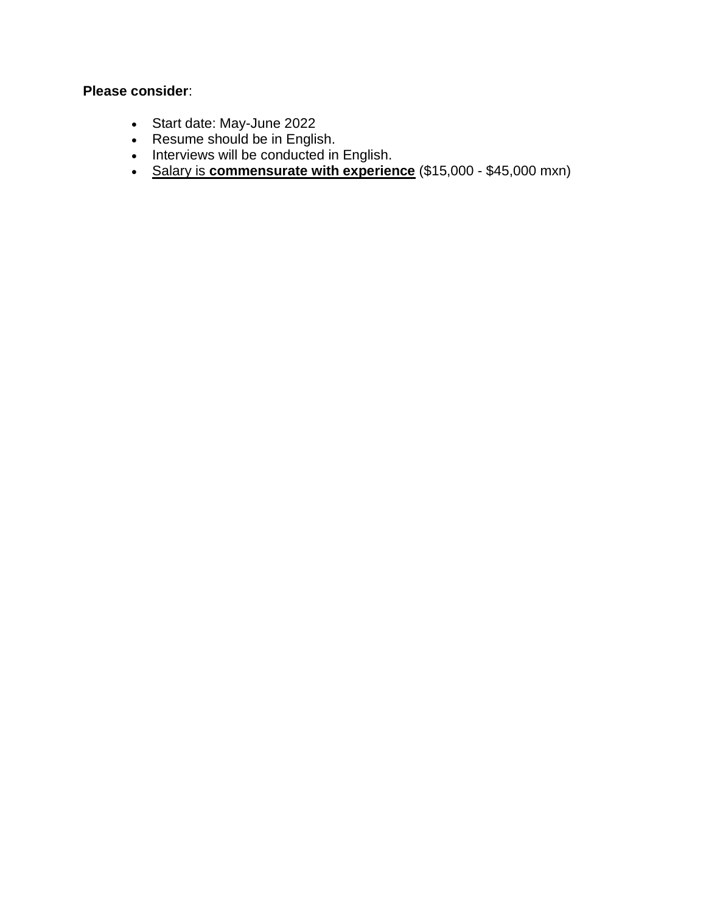**Please consider**:

- Start date: May-June 2022
- Resume should be in English.
- Interviews will be conducted in English.
- Salary is **commensurate with experience** ($15,000 - $45,000 mxn)